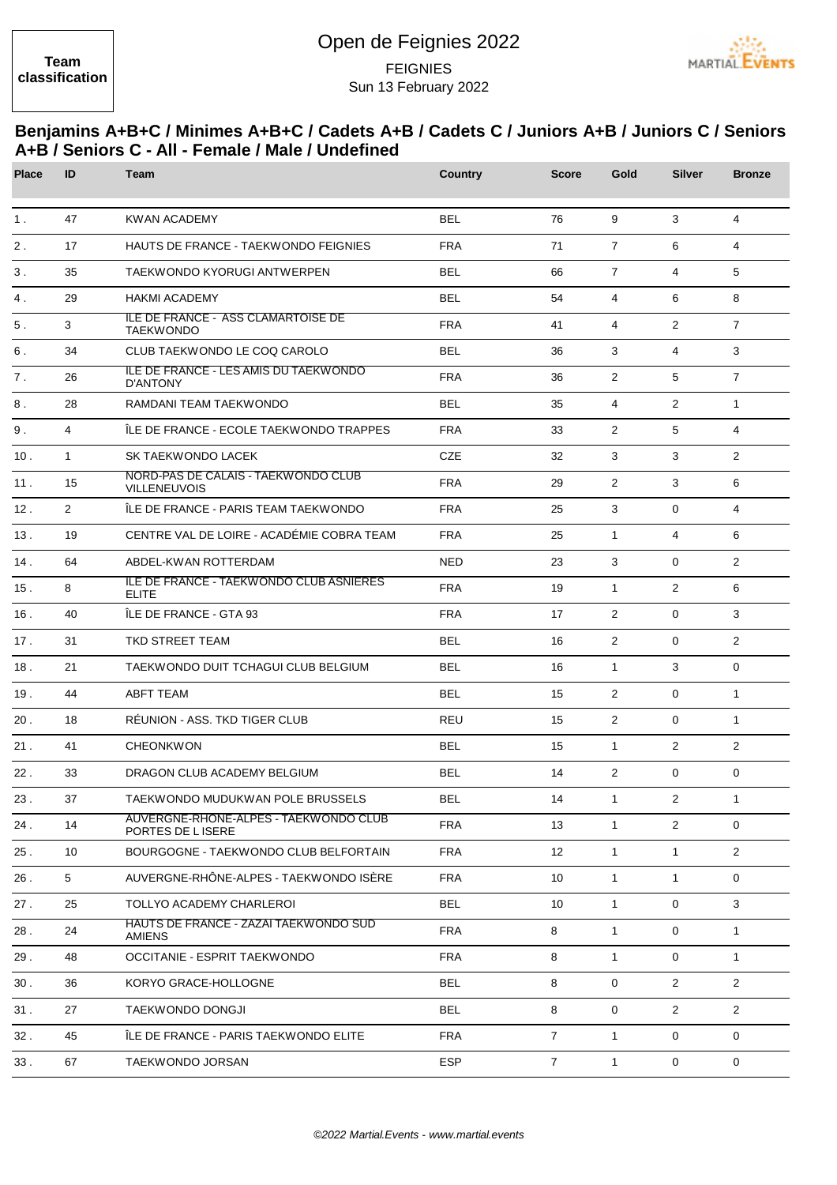**Team classification**

# Open de Feignies 2022

FEIGNIES

Sun 13 February 2022

## Benjamins A+B+C / Minimes A+B+C / Cadets A+B / Cadets C / Juniors A+B / Juniors C / Seniors A+B / Seniors C - All - Female / Male / Undefined

| Place | ID | Team | Country | Score | Gold | Silver | Bronze |
|---|---|---|---|---|---|---|---|
| 1 . | 47 | KWAN ACADEMY | BEL | 76 | 9 | 3 | 4 |
| 2 . | 17 | HAUTS DE FRANCE - TAEKWONDO FEIGNIES | FRA | 71 | 7 | 6 | 4 |
| 3 . | 35 | TAEKWONDO KYORUGI ANTWERPEN | BEL | 66 | 7 | 4 | 5 |
| 4 . | 29 | HAKMI ACADEMY | BEL | 54 | 4 | 6 | 8 |
| 5 . | 3 | ILE DE FRANCE - ASS CLAMARTOISE DE TAEKWONDO | FRA | 41 | 4 | 2 | 7 |
| 6 . | 34 | CLUB TAEKWONDO LE COQ CAROLO | BEL | 36 | 3 | 4 | 3 |
| 7 . | 26 | ILE DE FRANCE - LES AMIS DU TAEKWONDO D'ANTONY | FRA | 36 | 2 | 5 | 7 |
| 8 . | 28 | RAMDANI TEAM TAEKWONDO | BEL | 35 | 4 | 2 | 1 |
| 9 . | 4 | ÎLE DE FRANCE - ECOLE TAEKWONDO TRAPPES | FRA | 33 | 2 | 5 | 4 |
| 10 . | 1 | SK TAEKWONDO LACEK | CZE | 32 | 3 | 3 | 2 |
| 11 . | 15 | NORD-PAS DE CALAIS - TAEKWONDO CLUB VILLENEUVOIS | FRA | 29 | 2 | 3 | 6 |
| 12 . | 2 | ÎLE DE FRANCE - PARIS TEAM TAEKWONDO | FRA | 25 | 3 | 0 | 4 |
| 13 . | 19 | CENTRE VAL DE LOIRE - ACADÉMIE COBRA TEAM | FRA | 25 | 1 | 4 | 6 |
| 14 . | 64 | ABDEL-KWAN ROTTERDAM | NED | 23 | 3 | 0 | 2 |
| 15 . | 8 | ILE DE FRANCE - TAEKWONDO CLUB ASNIERES ELITE | FRA | 19 | 1 | 2 | 6 |
| 16 . | 40 | ÎLE DE FRANCE - GTA 93 | FRA | 17 | 2 | 0 | 3 |
| 17 . | 31 | TKD STREET TEAM | BEL | 16 | 2 | 0 | 2 |
| 18 . | 21 | TAEKWONDO DUIT TCHAGUI CLUB BELGIUM | BEL | 16 | 1 | 3 | 0 |
| 19 . | 44 | ABFT TEAM | BEL | 15 | 2 | 0 | 1 |
| 20 . | 18 | RÉUNION - ASS. TKD TIGER CLUB | REU | 15 | 2 | 0 | 1 |
| 21 . | 41 | CHEONKWON | BEL | 15 | 1 | 2 | 2 |
| 22 . | 33 | DRAGON CLUB ACADEMY BELGIUM | BEL | 14 | 2 | 0 | 0 |
| 23 . | 37 | TAEKWONDO MUDUKWAN POLE BRUSSELS | BEL | 14 | 1 | 2 | 1 |
| 24 . | 14 | AUVERGNE-RHONE-ALPES - TAEKWONDO CLUB PORTES DE L ISERE | FRA | 13 | 1 | 2 | 0 |
| 25 . | 10 | BOURGOGNE - TAEKWONDO CLUB BELFORTAIN | FRA | 12 | 1 | 1 | 2 |
| 26 . | 5 | AUVERGNE-RHÔNE-ALPES - TAEKWONDO ISÈRE | FRA | 10 | 1 | 1 | 0 |
| 27 . | 25 | TOLLYO ACADEMY CHARLEROI | BEL | 10 | 1 | 0 | 3 |
| 28 . | 24 | HAUTS DE FRANCE - ZAZAI TAEKWONDO SUD AMIENS | FRA | 8 | 1 | 0 | 1 |
| 29 . | 48 | OCCITANIE - ESPRIT TAEKWONDO | FRA | 8 | 1 | 0 | 1 |
| 30 . | 36 | KORYO GRACE-HOLLOGNE | BEL | 8 | 0 | 2 | 2 |
| 31 . | 27 | TAEKWONDO DONGJI | BEL | 8 | 0 | 2 | 2 |
| 32 . | 45 | ÎLE DE FRANCE - PARIS TAEKWONDO ELITE | FRA | 7 | 1 | 0 | 0 |
| 33 . | 67 | TAEKWONDO JORSAN | ESP | 7 | 1 | 0 | 0 |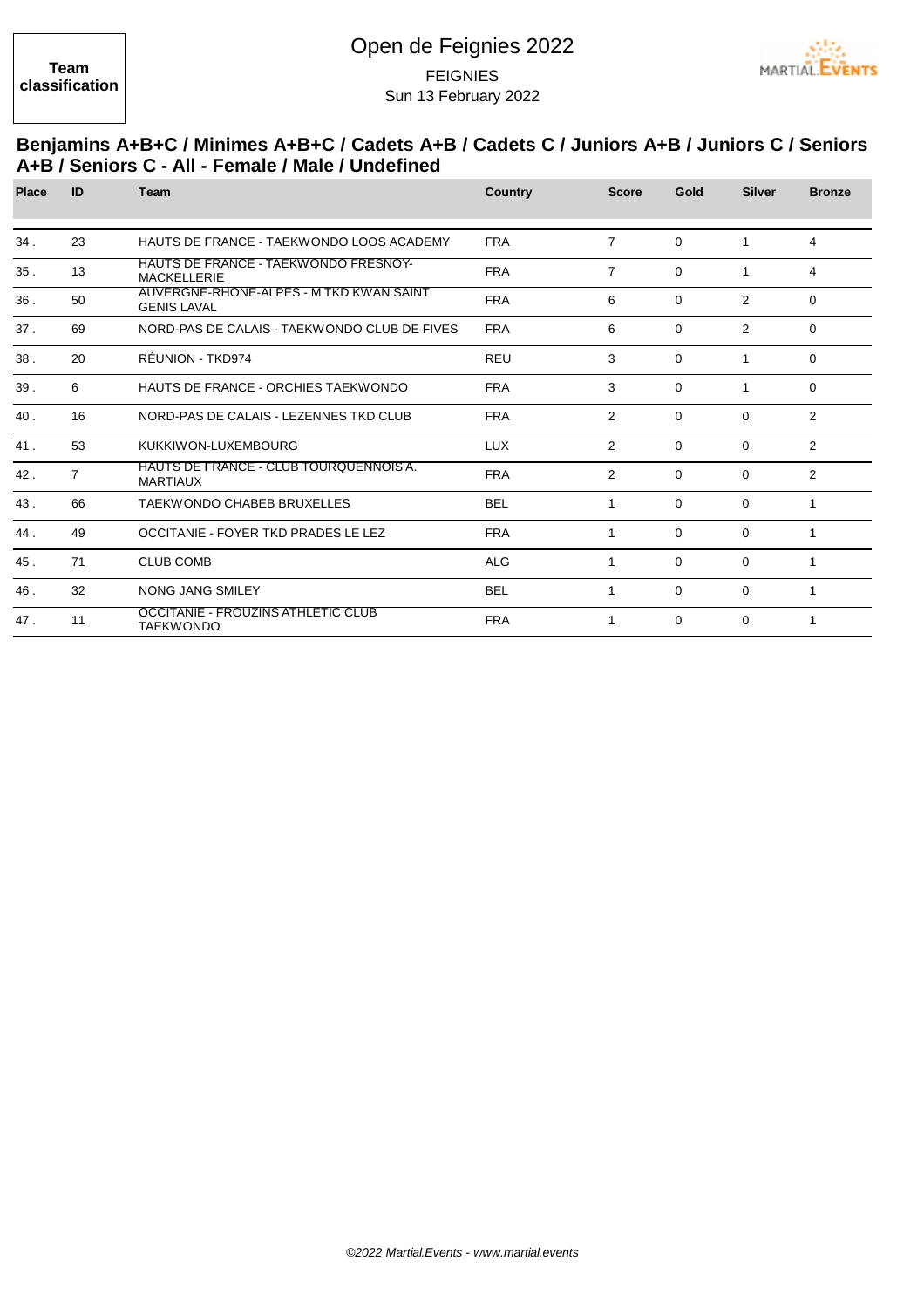Team classification

# Open de Feignies 2022

FEIGNIES
Sun 13 February 2022

## Benjamins A+B+C / Minimes A+B+C / Cadets A+B / Cadets C / Juniors A+B / Juniors C / Seniors A+B / Seniors C - All - Female / Male / Undefined

| Place | ID | Team | Country | Score | Gold | Silver | Bronze |
|---|---|---|---|---|---|---|---|
| 34 . | 23 | HAUTS DE FRANCE - TAEKWONDO LOOS ACADEMY | FRA | 7 | 0 | 1 | 4 |
| 35 . | 13 | HAUTS DE FRANCE - TAEKWONDO FRESNOY-MACKELLERIE | FRA | 7 | 0 | 1 | 4 |
| 36 . | 50 | AUVERGNE-RHONE-ALPES - M TKD KWAN SAINT GENIS LAVAL | FRA | 6 | 0 | 2 | 0 |
| 37 . | 69 | NORD-PAS DE CALAIS - TAEKWONDO CLUB DE FIVES | FRA | 6 | 0 | 2 | 0 |
| 38 . | 20 | RÉUNION - TKD974 | REU | 3 | 0 | 1 | 0 |
| 39 . | 6 | HAUTS DE FRANCE - ORCHIES TAEKWONDO | FRA | 3 | 0 | 1 | 0 |
| 40 . | 16 | NORD-PAS DE CALAIS - LEZENNES TKD CLUB | FRA | 2 | 0 | 0 | 2 |
| 41 . | 53 | KUKKIWON-LUXEMBOURG | LUX | 2 | 0 | 0 | 2 |
| 42 . | 7 | HAUTS DE FRANCE - CLUB TOURQUENNOIS A. MARTIAUX | FRA | 2 | 0 | 0 | 2 |
| 43 . | 66 | TAEKWONDO CHABEB BRUXELLES | BEL | 1 | 0 | 0 | 1 |
| 44 . | 49 | OCCITANIE - FOYER TKD PRADES LE LEZ | FRA | 1 | 0 | 0 | 1 |
| 45 . | 71 | CLUB COMB | ALG | 1 | 0 | 0 | 1 |
| 46 . | 32 | NONG JANG SMILEY | BEL | 1 | 0 | 0 | 1 |
| 47 . | 11 | OCCITANIE - FROUZINS ATHLETIC CLUB TAEKWONDO | FRA | 1 | 0 | 0 | 1 |